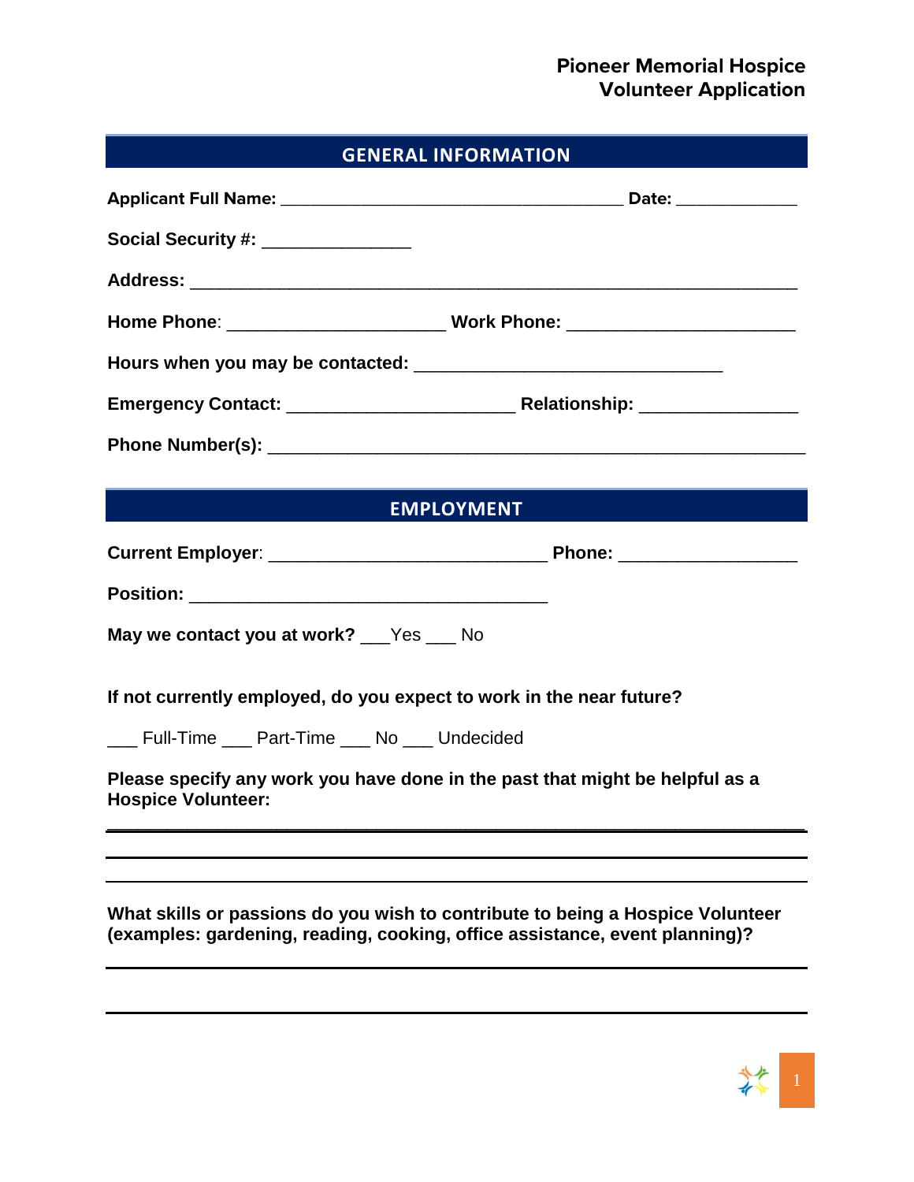# Pioneer Memorial Hospice
# Volunteer Application

## GENERAL INFORMATION

**Applicant Full Name:** ____________________________________ **Date:** _____________

**Social Security #:** _______________

**Address:** ______________________________________________________________

**Home Phone**: ______________________ **Work Phone:** _______________________

**Hours when you may be contacted:** _______________________________

**Emergency Contact:** _______________________ **Relationship:** ________________

**Phone Number(s):** ______________________________________________________

## EMPLOYMENT

**Current Employer**: ____________________________ **Phone:** __________________

**Position:** ____________________________________

**May we contact you at work?** ___Yes ___ No

**If not currently employed, do you expect to work in the near future?**

___ Full-Time ___ Part-Time ___ No ___ Undecided

**Please specify any work you have done in the past that might be helpful as a Hospice Volunteer:**

______________________________________________________________________

______________________________________________________________________

______________________________________________________________________

**What skills or passions do you wish to contribute to being a Hospice Volunteer (examples: gardening, reading, cooking, office assistance, event planning)?**

______________________________________________________________________

______________________________________________________________________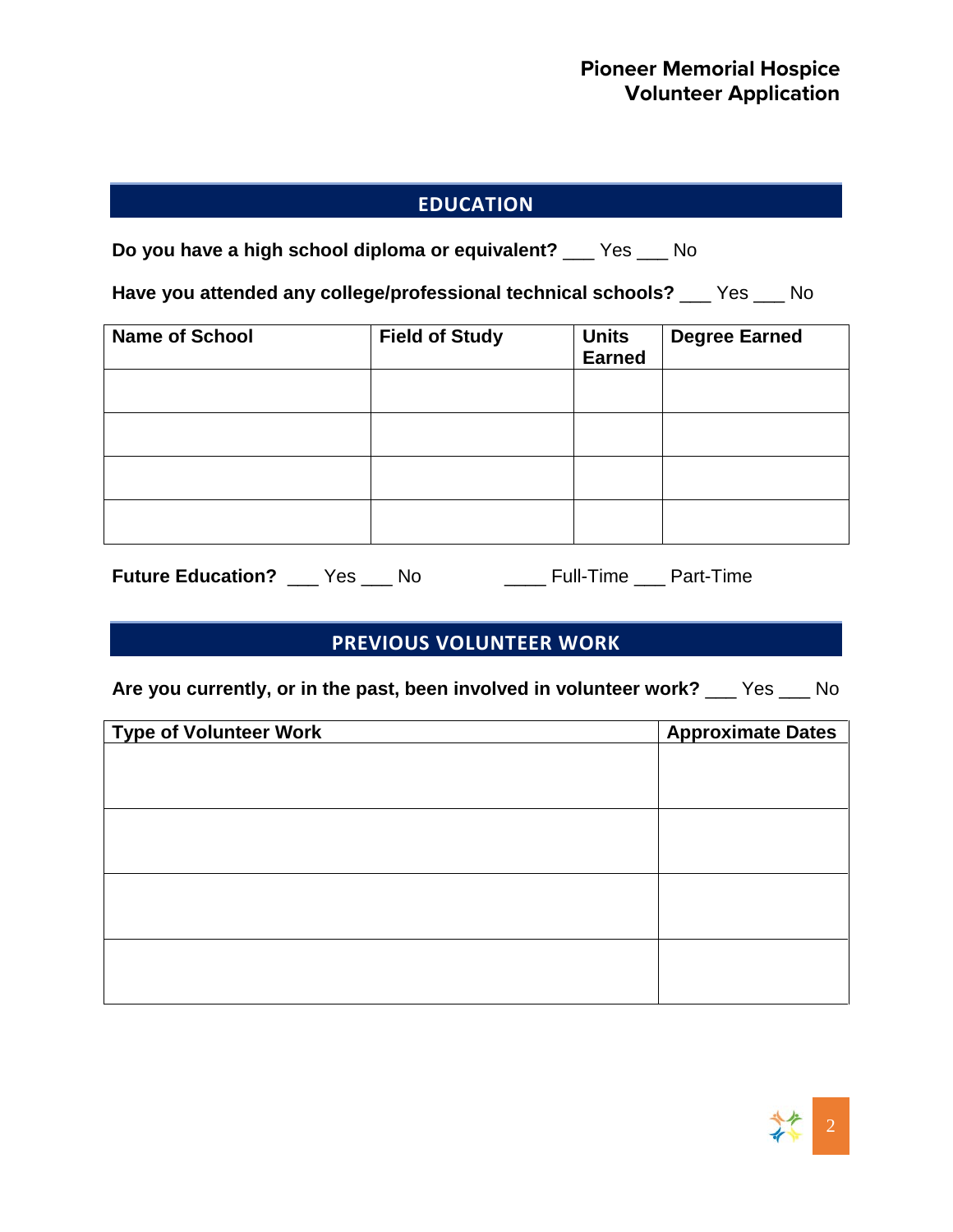## EDUCATION

**Do you have a high school diploma or equivalent?** ___ Yes ___ No

**Have you attended any college/professional technical schools?** ___ Yes ___ No

| Name of School | Field of Study | Units Earned | Degree Earned |
|---|---|---|---|
| | | | |
| | | | |
| | | | |
| | | | |

**Future Education?** ___ Yes ___ No ____ Full-Time ___ Part-Time

## PREVIOUS VOLUNTEER WORK

**Are you currently, or in the past, been involved in volunteer work?** ___ Yes ___ No

| Type of Volunteer Work | Approximate Dates |
|---|---|
| | |
| | |
| | |
| | |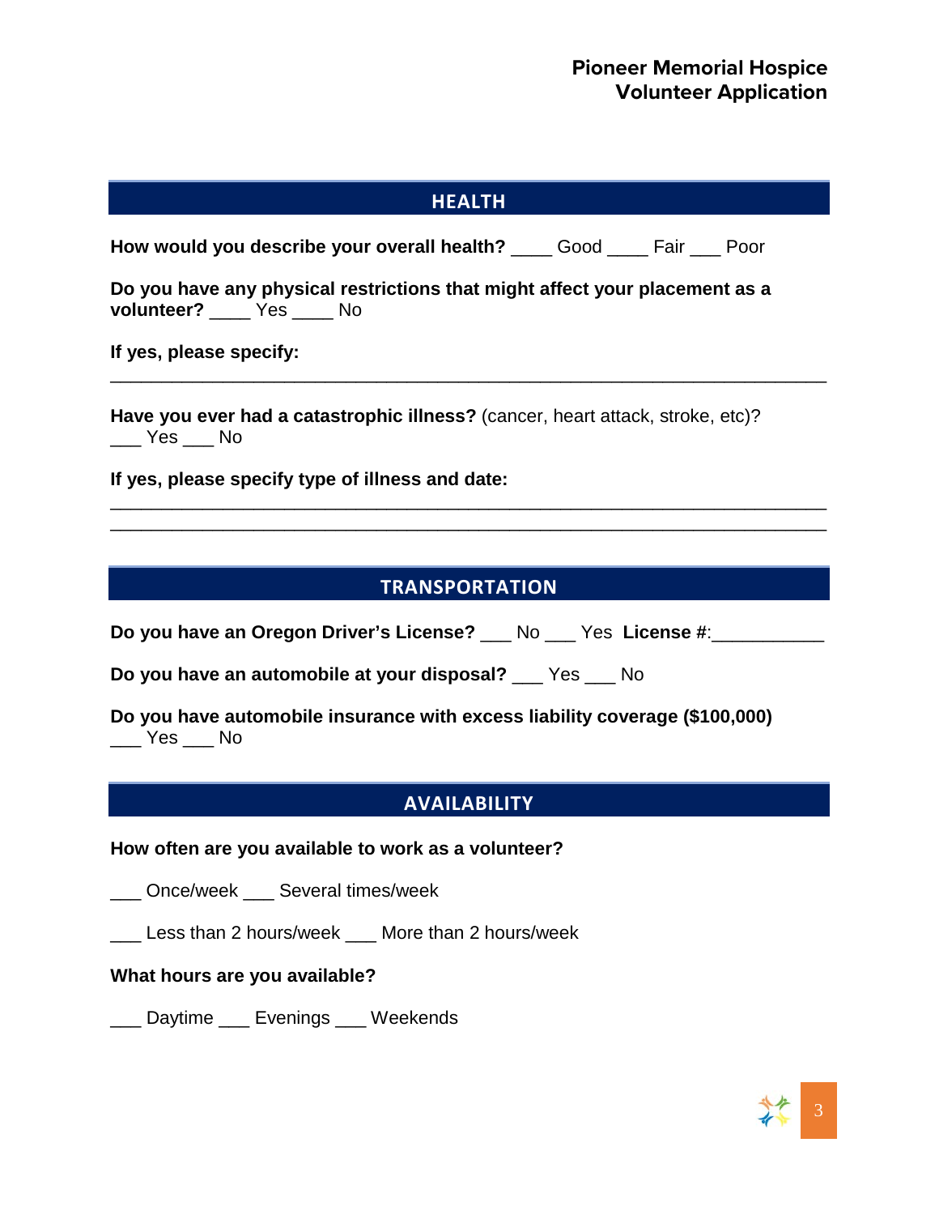## HEALTH

**How would you describe your overall health?** ____ Good ____ Fair ___ Poor

**Do you have any physical restrictions that might affect your placement as a volunteer?** ____ Yes ____ No

**If yes, please specify:**

_______________________________________________________________________________

**Have you ever had a catastrophic illness?** (cancer, heart attack, stroke, etc)?
___ Yes ___ No

**If yes, please specify type of illness and date:**

_______________________________________________________________________________
_______________________________________________________________________________

## TRANSPORTATION

**Do you have an Oregon Driver's License?** ___ No ___ Yes **License #**:___________

**Do you have an automobile at your disposal?** ___ Yes ___ No

**Do you have automobile insurance with excess liability coverage ($100,000)**
___ Yes ___ No

## AVAILABILITY

**How often are you available to work as a volunteer?**

___ Once/week ___ Several times/week

___ Less than 2 hours/week ___ More than 2 hours/week

**What hours are you available?**

___ Daytime ___ Evenings ___ Weekends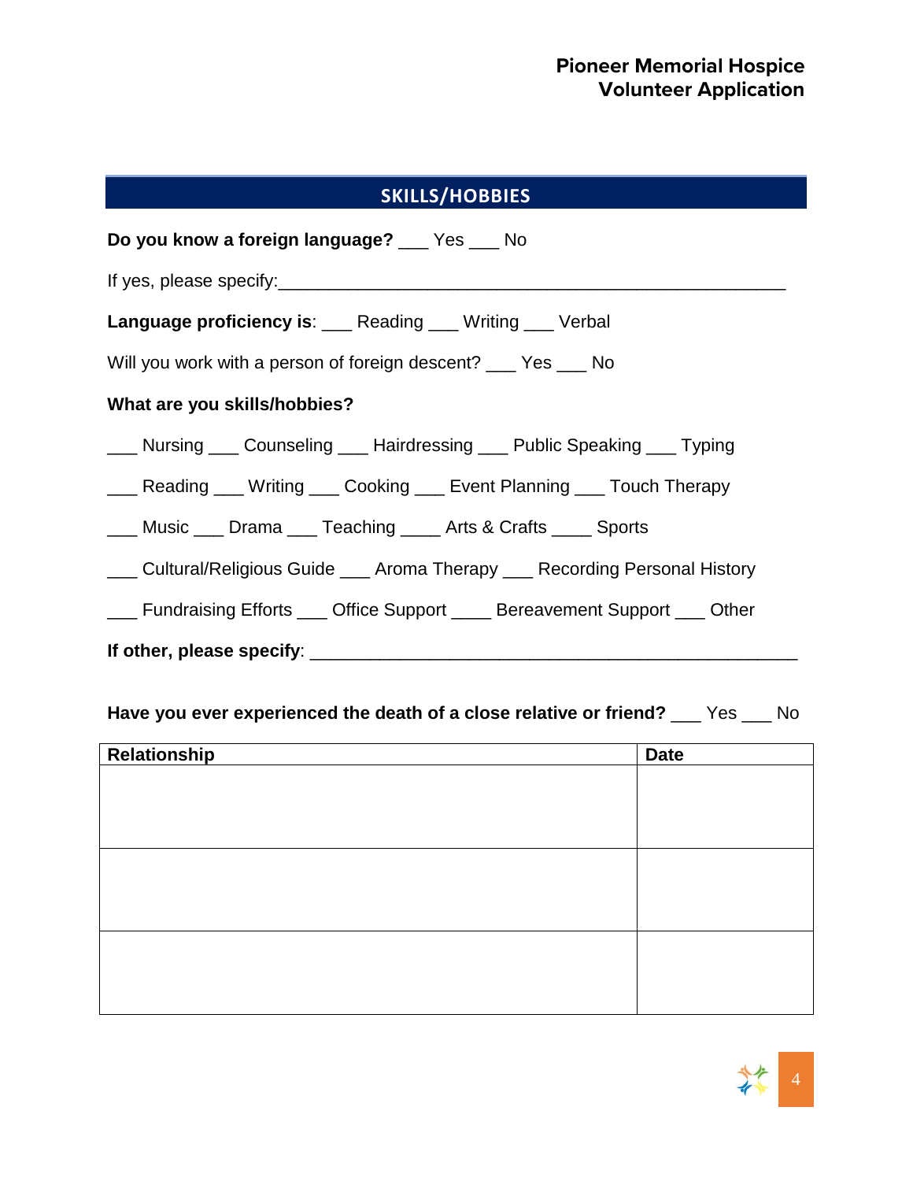## SKILLS/HOBBIES

**Do you know a foreign language?** ___ Yes ___ No

If yes, please specify:_______________________________________________________

**Language proficiency is**: ___ Reading ___ Writing ___ Verbal

Will you work with a person of foreign descent? ___ Yes ___ No

**What are you skills/hobbies?**

___ Nursing ___ Counseling ___ Hairdressing ___ Public Speaking ___ Typing

___ Reading ___ Writing ___ Cooking ___ Event Planning ___ Touch Therapy

___ Music ___ Drama ___ Teaching ____ Arts & Crafts ____ Sports

___ Cultural/Religious Guide ___ Aroma Therapy ___ Recording Personal History

___ Fundraising Efforts ___ Office Support ____ Bereavement Support ___ Other

**If other, please specify**: ___________________________________________________

**Have you ever experienced the death of a close relative or friend?** ___ Yes ___ No

| Relationship | Date |
|---|---|
| | |
| | |
| | |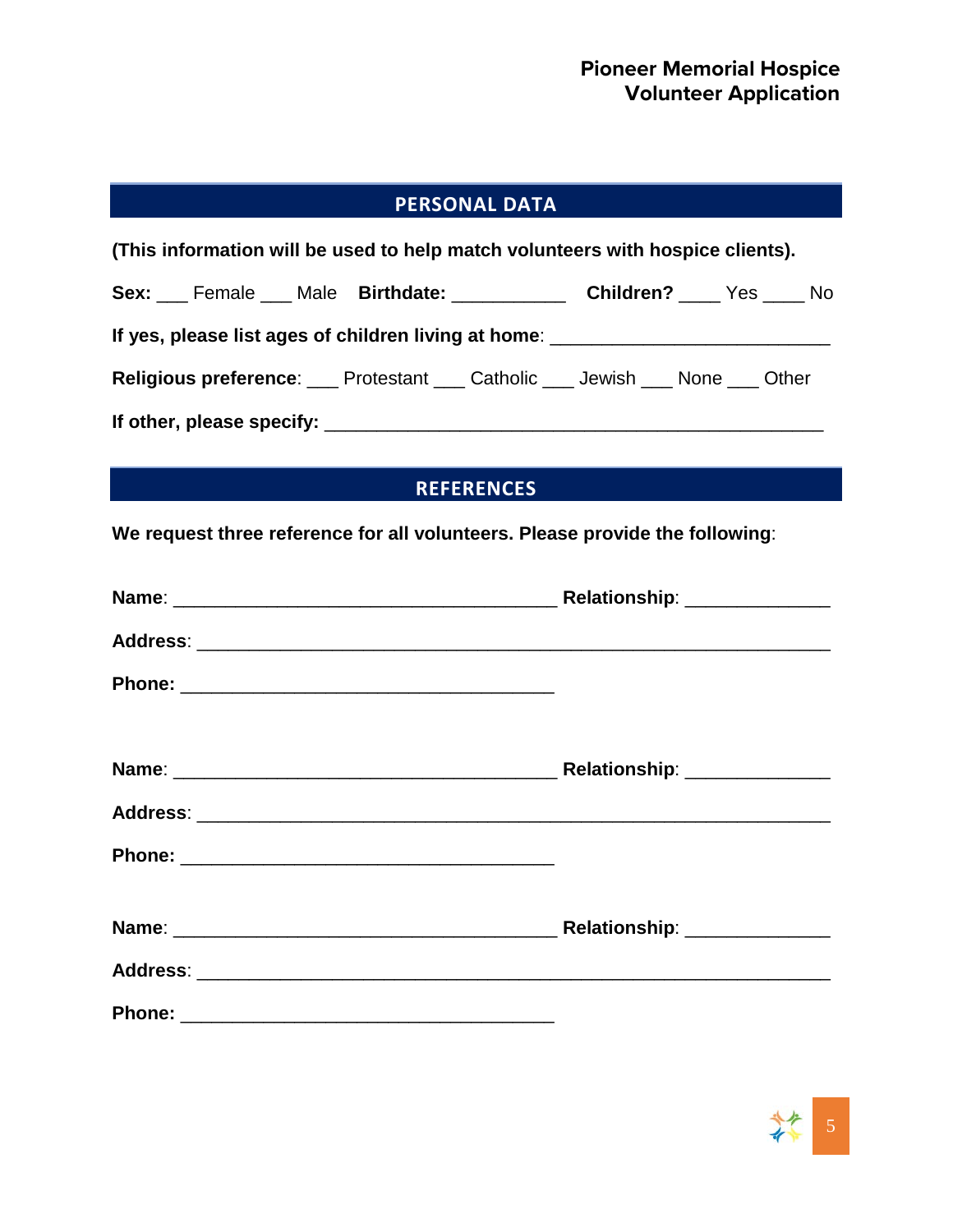## PERSONAL DATA

**(This information will be used to help match volunteers with hospice clients).**

**Sex:** ___ Female ___ Male **Birthdate:** ___________ **Children?** ____ Yes ____ No

**If yes, please list ages of children living at home**: ___________________________

**Religious preference**: ___ Protestant ___ Catholic ___ Jewish ___ None ___ Other

**If other, please specify:** ________________________________________________

## REFERENCES

**We request three reference for all volunteers. Please provide the following**:

**Name**: _____________________________________ **Relationship**: ______________

**Address**: ______________________________________________________________

**Phone:** ____________________________________

**Name**: _____________________________________ **Relationship**: ______________

**Address**: ______________________________________________________________

**Phone:** ____________________________________

**Name**: _____________________________________ **Relationship**: ______________

**Address**: ______________________________________________________________

**Phone:** ____________________________________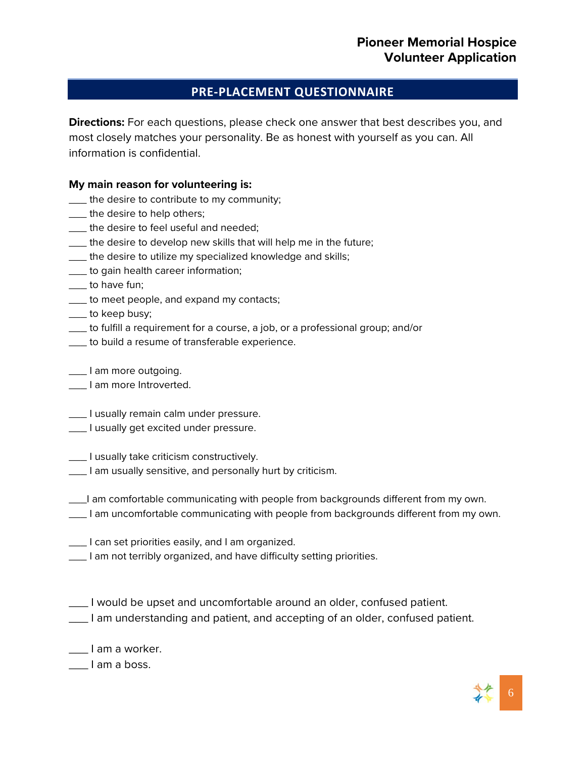## PRE-PLACEMENT QUESTIONNAIRE

**Directions:** For each questions, please check one answer that best describes you, and most closely matches your personality. Be as honest with yourself as you can. All information is confidential.

**My main reason for volunteering is:**

___ the desire to contribute to my community;
___ the desire to help others;
___ the desire to feel useful and needed;
___ the desire to develop new skills that will help me in the future;
___ the desire to utilize my specialized knowledge and skills;
___ to gain health career information;
___ to have fun;
___ to meet people, and expand my contacts;
___ to keep busy;
___ to fulfill a requirement for a course, a job, or a professional group; and/or
___ to build a resume of transferable experience.

___ I am more outgoing.
___ I am more Introverted.

___ I usually remain calm under pressure.
___ I usually get excited under pressure.

___ I usually take criticism constructively.
___ I am usually sensitive, and personally hurt by criticism.

___I am comfortable communicating with people from backgrounds different from my own.
___ I am uncomfortable communicating with people from backgrounds different from my own.

___ I can set priorities easily, and I am organized.
___ I am not terribly organized, and have difficulty setting priorities.

___ I would be upset and uncomfortable around an older, confused patient.
___ I am understanding and patient, and accepting of an older, confused patient.

___ I am a worker.
___ I am a boss.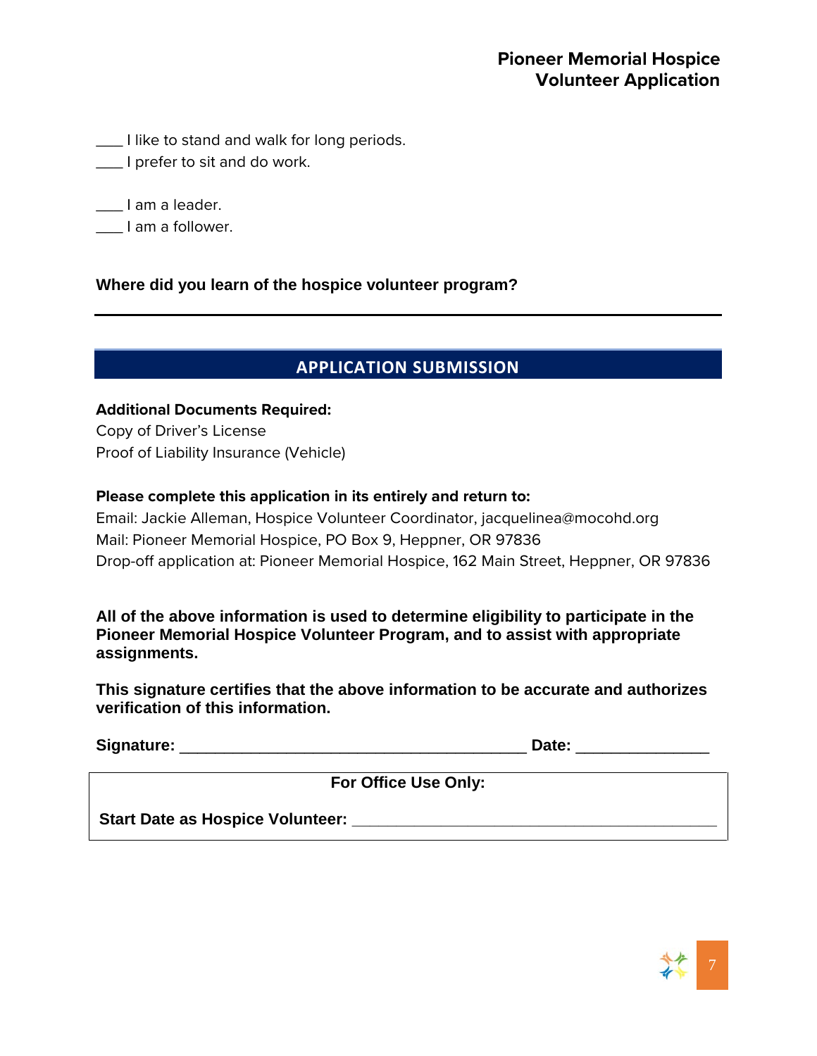___ I like to stand and walk for long periods.
___ I prefer to sit and do work.

___ I am a leader.
___ I am a follower.

**Where did you learn of the hospice volunteer program?**

---

## APPLICATION SUBMISSION

**Additional Documents Required:**
Copy of Driver's License
Proof of Liability Insurance (Vehicle)

**Please complete this application in its entirely and return to:**
Email: Jackie Alleman, Hospice Volunteer Coordinator, jacquelinea@mocohd.org
Mail: Pioneer Memorial Hospice, PO Box 9, Heppner, OR 97836
Drop-off application at: Pioneer Memorial Hospice, 162 Main Street, Heppner, OR 97836

**All of the above information is used to determine eligibility to participate in the Pioneer Memorial Hospice Volunteer Program, and to assist with appropriate assignments.**

**This signature certifies that the above information to be accurate and authorizes verification of this information.**

**Signature:** ________________________________________ **Date:** _______________

**For Office Use Only:**

**Start Date as Hospice Volunteer:** __________________________________________